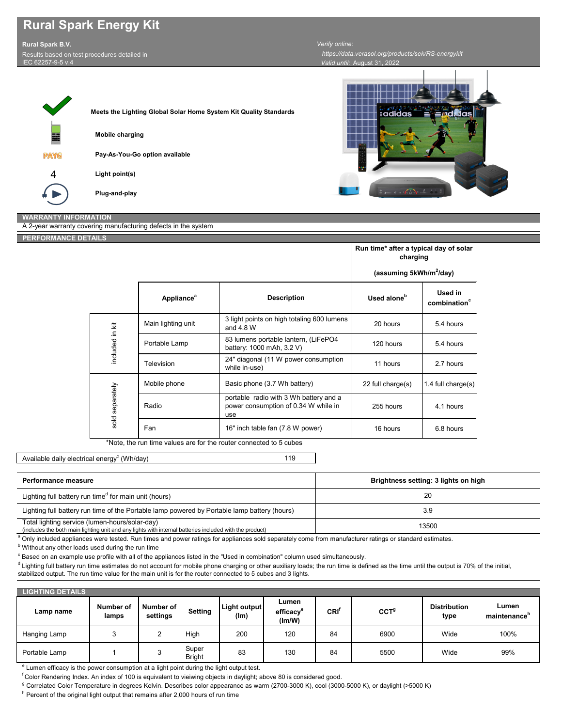# Rural Spark Energy Kit

**Rural Spark B.V.**

Results based on test procedures detailed in IEC 62257-9-5 v.4

*Verify online:* https://data.verasol.org/products/sek/RS-energykit

*Valid until:* August 31, 2022

**Meets the Lighting Global Solar Home System Kit Quality Standards**

**Mobile charging**

**Pay-As-You-Go option available**

4 **Light point(s)**

**Plug-and-play**

## WARRANTY INFORMATION

A 2-year warranty covering manufacturing defects in the system

## PERFORMANCE DETAILS

| | Appliance[a] | Description | Run time* after a typical day of solar charging (assuming 5kWh/m$^2$/day) — Used alone[b] | Used in combination[c] |
|---|---|---|---|---|
| included in kit | Main lighting unit | 3 light points on high totaling 600 lumens and 4.8 W | 20 hours | 5.4 hours |
| included in kit | Portable Lamp | 83 lumens portable lantern, (LiFePO4 battery: 1000 mAh, 3.2 V) | 120 hours | 5.4 hours |
| included in kit | Television | 24" diagonal (11 W power consumption while in-use) | 11 hours | 2.7 hours |
| sold separately | Mobile phone | Basic phone (3.7 Wh battery) | 22 full charge(s) | 1.4 full charge(s) |
| sold separately | Radio | portable radio with 3 Wh battery and a power consumption of 0.34 W while in use | 255 hours | 4.1 hours |
| sold separately | Fan | 16" inch table fan (7.8 W power) | 16 hours | 6.8 hours |

*Note, the run time values are for the router connected to 5 cubes

| Available daily electrical energy[c] (Wh/day) | 119 |
|---|---|

| Performance measure | Brightness setting: 3 lights on high |
|---|---|
| Lighting full battery run time[d] for main unit (hours) | 20 |
| Lighting full battery run time of the Portable lamp powered by Portable lamp battery (hours) | 3.9 |
| Total lighting service (lumen-hours/solar-day) (includes the both main lighting unit and any lights with internal batteries included with the product) | 13500 |

[a] Only included appliances were tested. Run times and power ratings for appliances sold separately come from manufacturer ratings or standard estimates.

[b] Without any other loads used during the run time

[c] Based on an example use profile with all of the appliances listed in the "Used in combination" column used simultaneously.

[d] Lighting full battery run time estimates do not account for mobile phone charging or other auxiliary loads; the run time is defined as the time until the output is 70% of the initial, stabilized output. The run time value for the main unit is for the router connected to 5 cubes and 3 lights.

## LIGHTING DETAILS

| Lamp name | Number of lamps | Number of settings | Setting | Light output (lm) | Lumen efficacy[e] (lm/W) | CRI[f] | CCT[g] | Distribution type | Lumen maintenance[h] |
|---|---|---|---|---|---|---|---|---|---|
| Hanging Lamp | 3 | 2 | High | 200 | 120 | 84 | 6900 | Wide | 100% |
| Portable Lamp | 1 | 3 | Super Bright | 83 | 130 | 84 | 5500 | Wide | 99% |

[e] Lumen efficacy is the power consumption at a light point during the light output test.

[f] Color Rendering Index. An index of 100 is equivalent to vieiwing objects in daylight; above 80 is considered good.

[g] Correlated Color Temperature in degrees Kelvin. Describes color appearance as warm (2700-3000 K), cool (3000-5000 K), or daylight (>5000 K)

[h] Percent of the original light output that remains after 2,000 hours of run time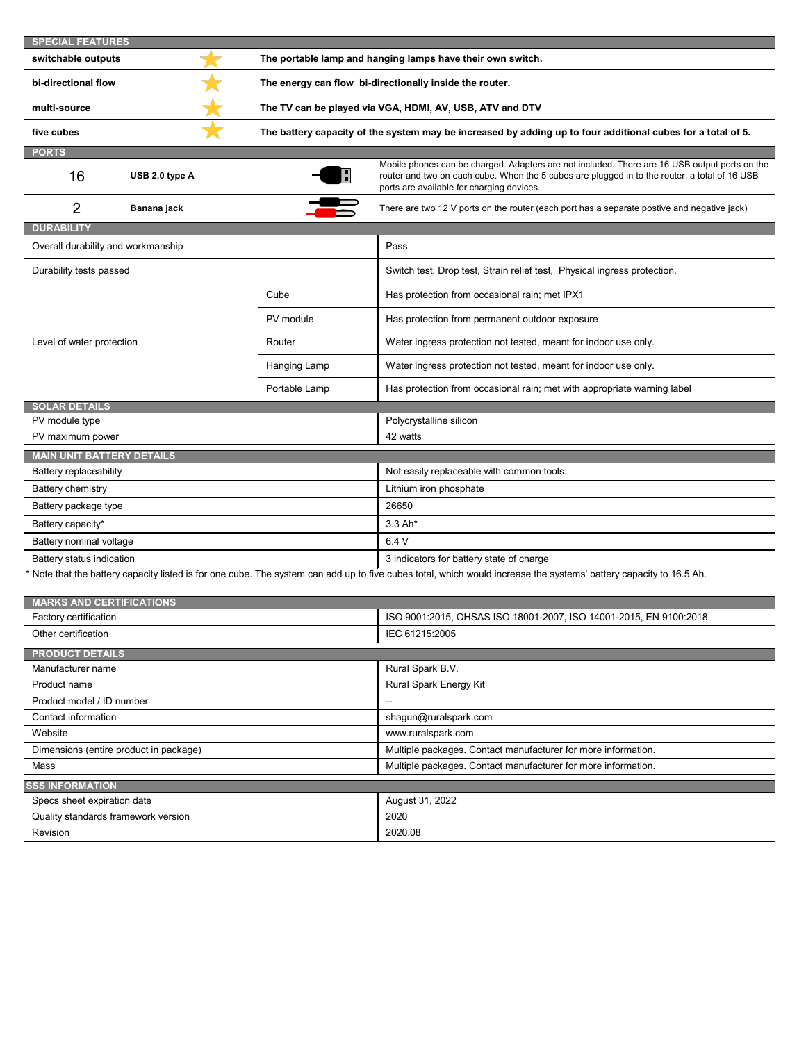| SPECIAL FEATURES | | |
|---|---|---|
| **switchable outputs** | ★ | **The portable lamp and hanging lamps have their own switch.** |
| **bi-directional flow** | ★ | **The energy can flow bi-directionally inside the router.** |
| **multi-source** | ★ | **The TV can be played via VGA, HDMI, AV, USB, ATV and DTV** |
| **five cubes** | ★ | **The battery capacity of the system may be increased by adding up to four additional cubes for a total of 5.** |

| PORTS | | |
|---|---|---|
| 16 | **USB 2.0 type A** | Mobile phones can be charged. Adapters are not included. There are 16 USB output ports on the router and two on each cube. When the 5 cubes are plugged in to the router, a total of 16 USB ports are available for charging devices. |
| 2 | **Banana jack** | There are two 12 V ports on the router (each port has a separate postive and negative jack) |

| DURABILITY | | |
|---|---|---|
| Overall durability and workmanship | | Pass |
| Durability tests passed | | Switch test, Drop test, Strain relief test, Physical ingress protection. |
| Level of water protection | Cube | Has protection from occasional rain; met IPX1 |
| | PV module | Has protection from permanent outdoor exposure |
| | Router | Water ingress protection not tested, meant for indoor use only. |
| | Hanging Lamp | Water ingress protection not tested, meant for indoor use only. |
| | Portable Lamp | Has protection from occasional rain; met with appropriate warning label |

| SOLAR DETAILS | |
|---|---|
| PV module type | Polycrystalline silicon |
| PV maximum power | 42 watts |

| MAIN UNIT BATTERY DETAILS | |
|---|---|
| Battery replaceability | Not easily replaceable with common tools. |
| Battery chemistry | Lithium iron phosphate |
| Battery package type | 26650 |
| Battery capacity* | 3.3 Ah* |
| Battery nominal voltage | 6.4 V |
| Battery status indication | 3 indicators for battery state of charge |

* Note that the battery capacity listed is for one cube. The system can add up to five cubes total, which would increase the systems' battery capacity to 16.5 Ah.

| MARKS AND CERTIFICATIONS | |
|---|---|
| Factory certification | ISO 9001:2015, OHSAS ISO 18001-2007, ISO 14001-2015, EN 9100:2018 |
| Other certification | IEC 61215:2005 |

| PRODUCT DETAILS | |
|---|---|
| Manufacturer name | Rural Spark B.V. |
| Product name | Rural Spark Energy Kit |
| Product model / ID number | -- |
| Contact information | shagun@ruralspark.com |
| Website | www.ruralspark.com |
| Dimensions (entire product in package) | Multiple packages. Contact manufacturer for more information. |
| Mass | Multiple packages. Contact manufacturer for more information. |

| SSS INFORMATION | |
|---|---|
| Specs sheet expiration date | August 31, 2022 |
| Quality standards framework version | 2020 |
| Revision | 2020.08 |